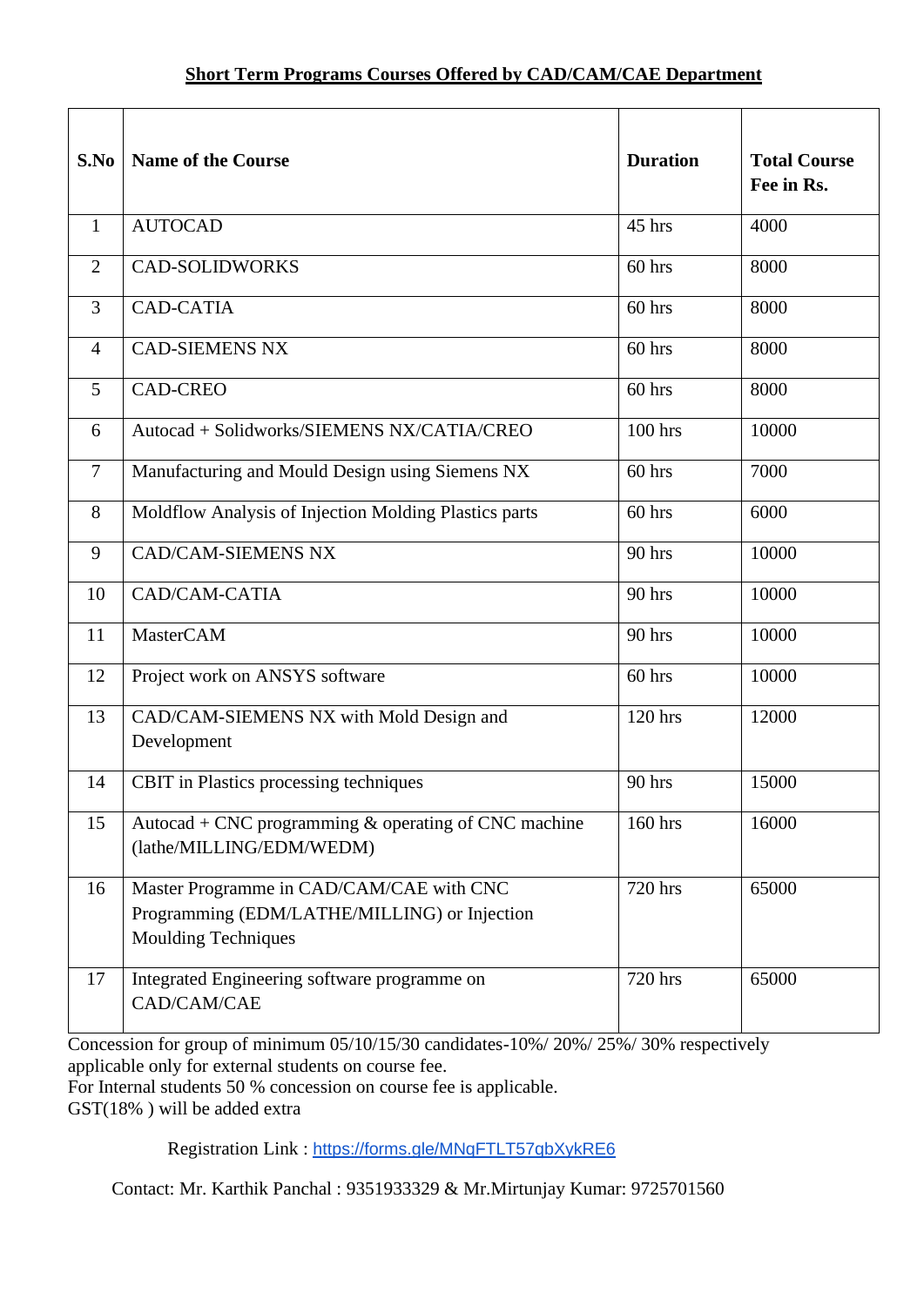## Short Term Programs Courses Offered by CAD/CAM/CAE Department

| S.No | Name of the Course | Duration | Total Course Fee in Rs. |
|---|---|---|---|
| 1 | AUTOCAD | 45 hrs | 4000 |
| 2 | CAD-SOLIDWORKS | 60 hrs | 8000 |
| 3 | CAD-CATIA | 60 hrs | 8000 |
| 4 | CAD-SIEMENS NX | 60 hrs | 8000 |
| 5 | CAD-CREO | 60 hrs | 8000 |
| 6 | Autocad + Solidworks/SIEMENS NX/CATIA/CREO | 100 hrs | 10000 |
| 7 | Manufacturing and Mould Design using Siemens NX | 60 hrs | 7000 |
| 8 | Moldflow Analysis of Injection Molding Plastics parts | 60 hrs | 6000 |
| 9 | CAD/CAM-SIEMENS NX | 90 hrs | 10000 |
| 10 | CAD/CAM-CATIA | 90 hrs | 10000 |
| 11 | MasterCAM | 90 hrs | 10000 |
| 12 | Project work on ANSYS software | 60 hrs | 10000 |
| 13 | CAD/CAM-SIEMENS NX with Mold Design and Development | 120 hrs | 12000 |
| 14 | CBIT in Plastics processing techniques | 90 hrs | 15000 |
| 15 | Autocad + CNC programming & operating of CNC machine (lathe/MILLING/EDM/WEDM) | 160 hrs | 16000 |
| 16 | Master Programme in CAD/CAM/CAE with CNC Programming (EDM/LATHE/MILLING) or Injection Moulding Techniques | 720 hrs | 65000 |
| 17 | Integrated Engineering software programme on CAD/CAM/CAE | 720 hrs | 65000 |

Concession for group of minimum 05/10/15/30 candidates-10%/ 20%/ 25%/ 30% respectively applicable only for external students on course fee.
For Internal students 50 % concession on course fee is applicable.
GST(18% ) will be added extra

Registration Link : https://forms.gle/MNqFTLT57gbXykRE6

Contact: Mr. Karthik Panchal : 9351933329 & Mr.Mirtunjay Kumar: 9725701560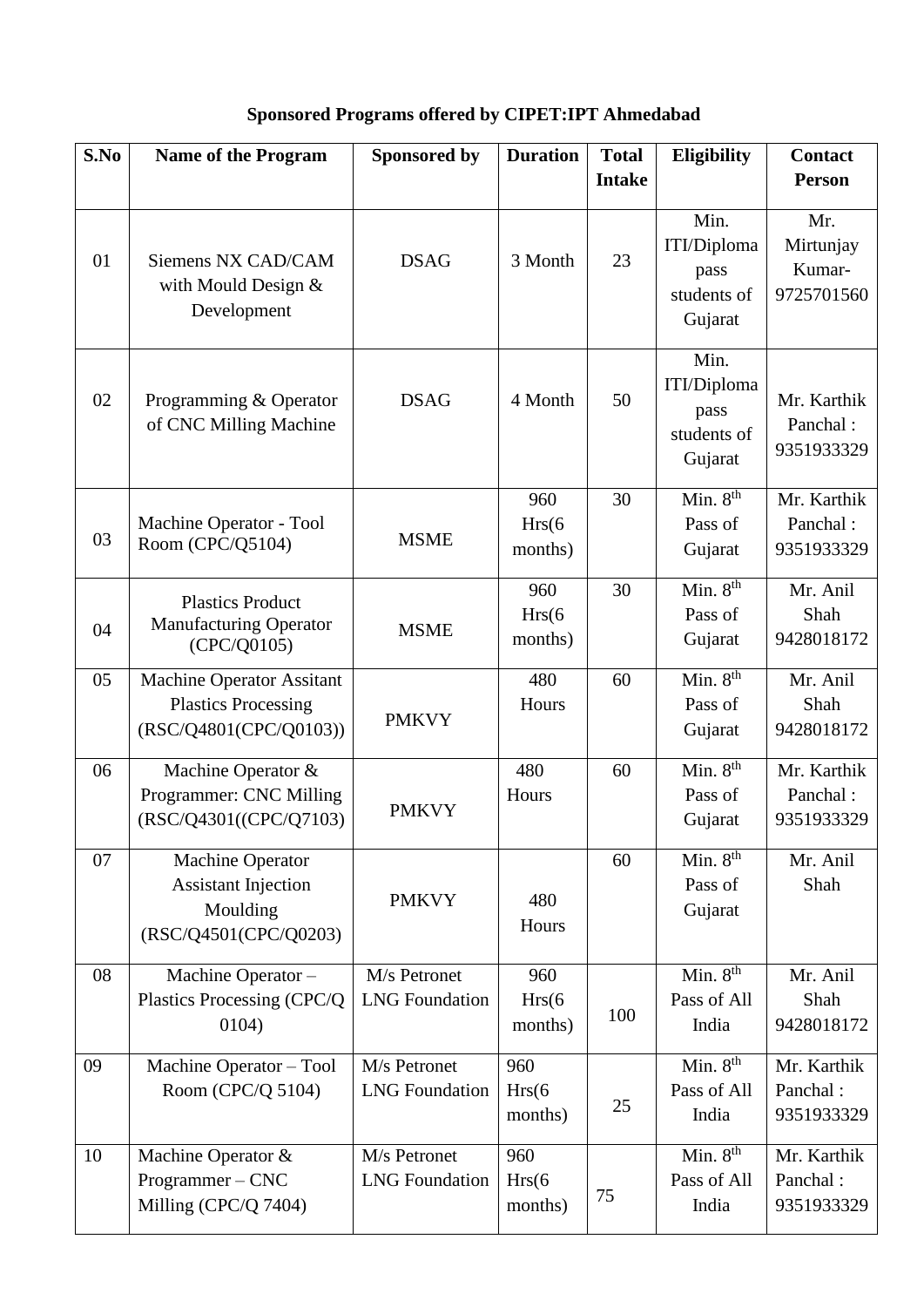**Sponsored Programs offered by CIPET:IPT Ahmedabad**

| S.No | Name of the Program | Sponsored by | Duration | Total Intake | Eligibility | Contact Person |
|---|---|---|---|---|---|---|
| 01 | Siemens NX CAD/CAM with Mould Design & Development | DSAG | 3 Month | 23 | Min. ITI/Diploma pass students of Gujarat | Mr. Mirtunjay Kumar-9725701560 |
| 02 | Programming & Operator of CNC Milling Machine | DSAG | 4 Month | 50 | Min. ITI/Diploma pass students of Gujarat | Mr. Karthik Panchal : 9351933329 |
| 03 | Machine Operator - Tool Room (CPC/Q5104) | MSME | 960 Hrs(6 months) | 30 | Min. 8$^{th}$ Pass of Gujarat | Mr. Karthik Panchal : 9351933329 |
| 04 | Plastics Product Manufacturing Operator (CPC/Q0105) | MSME | 960 Hrs(6 months) | 30 | Min. 8$^{th}$ Pass of Gujarat | Mr. Anil Shah 9428018172 |
| 05 | Machine Operator Assitant Plastics Processing (RSC/Q4801(CPC/Q0103)) | PMKVY | 480 Hours | 60 | Min. 8$^{th}$ Pass of Gujarat | Mr. Anil Shah 9428018172 |
| 06 | Machine Operator & Programmer: CNC Milling (RSC/Q4301((CPC/Q7103) | PMKVY | 480 Hours | 60 | Min. 8$^{th}$ Pass of Gujarat | Mr. Karthik Panchal : 9351933329 |
| 07 | Machine Operator Assistant Injection Moulding (RSC/Q4501(CPC/Q0203) | PMKVY | 480 Hours | 60 | Min. 8$^{th}$ Pass of Gujarat | Mr. Anil Shah |
| 08 | Machine Operator – Plastics Processing (CPC/Q 0104) | M/s Petronet LNG Foundation | 960 Hrs(6 months) | 100 | Min. 8$^{th}$ Pass of All India | Mr. Anil Shah 9428018172 |
| 09 | Machine Operator – Tool Room (CPC/Q 5104) | M/s Petronet LNG Foundation | 960 Hrs(6 months) | 25 | Min. 8$^{th}$ Pass of All India | Mr. Karthik Panchal : 9351933329 |
| 10 | Machine Operator & Programmer – CNC Milling (CPC/Q 7404) | M/s Petronet LNG Foundation | 960 Hrs(6 months) | 75 | Min. 8$^{th}$ Pass of All India | Mr. Karthik Panchal : 9351933329 |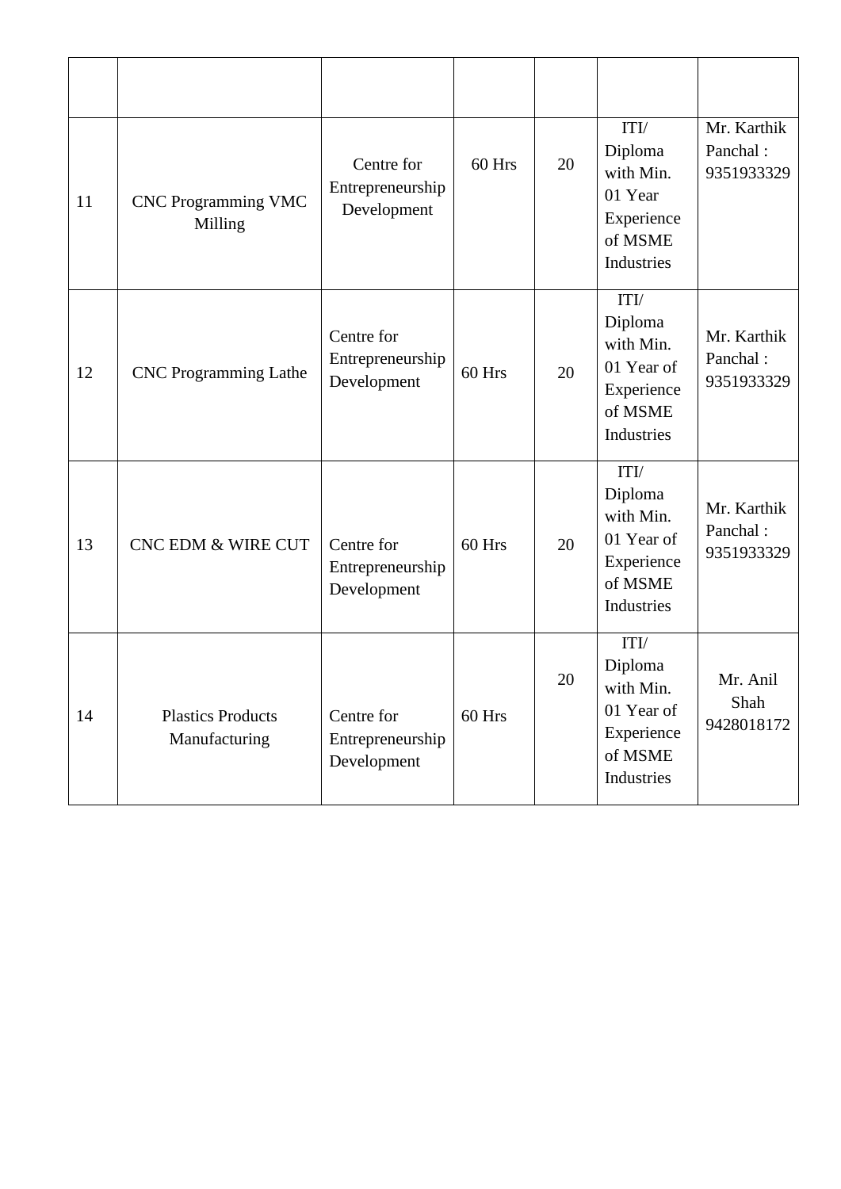| | | | | | | |
|---|---|---|---|---|---|---|
| 11 | CNC Programming VMC Milling | Centre for Entrepreneurship Development | 60 Hrs | 20 | ITI/ Diploma with Min. 01 Year Experience of MSME Industries | Mr. Karthik Panchal : 9351933329 |
| 12 | CNC Programming Lathe | Centre for Entrepreneurship Development | 60 Hrs | 20 | ITI/ Diploma with Min. 01 Year of Experience of MSME Industries | Mr. Karthik Panchal : 9351933329 |
| 13 | CNC EDM & WIRE CUT | Centre for Entrepreneurship Development | 60 Hrs | 20 | ITI/ Diploma with Min. 01 Year of Experience of MSME Industries | Mr. Karthik Panchal : 9351933329 |
| 14 | Plastics Products Manufacturing | Centre for Entrepreneurship Development | 60 Hrs | 20 | ITI/ Diploma with Min. 01 Year of Experience of MSME Industries | Mr. Anil Shah 9428018172 |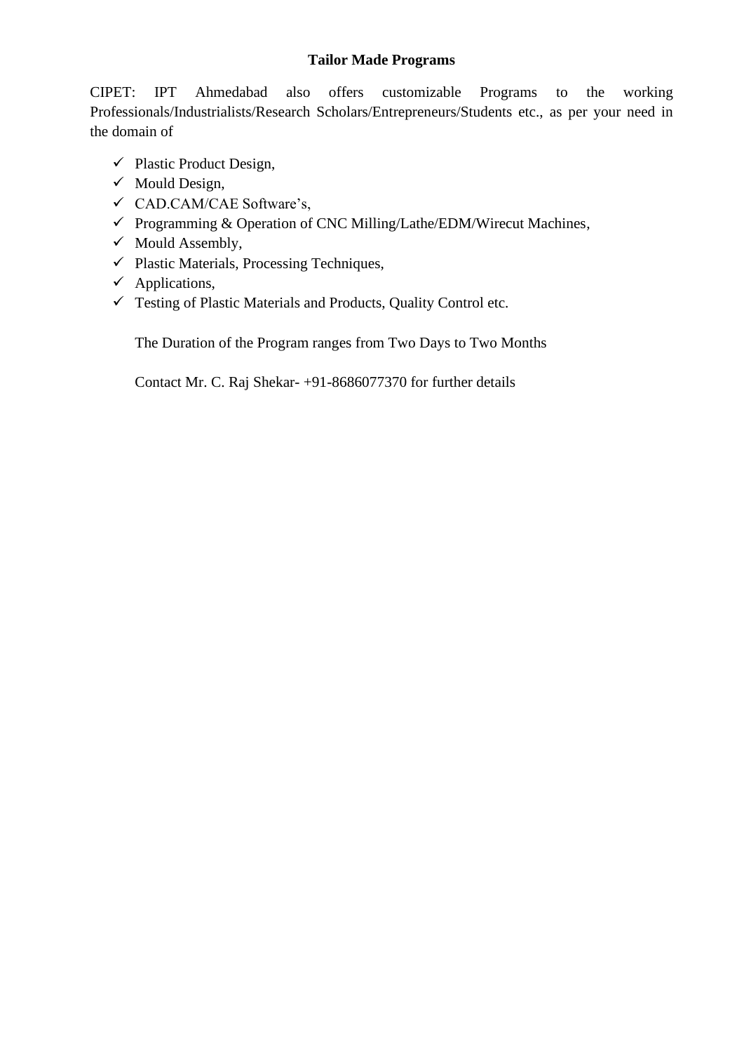## Tailor Made Programs

CIPET: IPT Ahmedabad also offers customizable Programs to the working Professionals/Industrialists/Research Scholars/Entrepreneurs/Students etc., as per your need in the domain of

- ✓ Plastic Product Design,
- ✓ Mould Design,
- ✓ CAD.CAM/CAE Software's,
- ✓ Programming & Operation of CNC Milling/Lathe/EDM/Wirecut Machines,
- ✓ Mould Assembly,
- ✓ Plastic Materials, Processing Techniques,
- ✓ Applications,
- ✓ Testing of Plastic Materials and Products, Quality Control etc.

The Duration of the Program ranges from Two Days to Two Months

Contact Mr. C. Raj Shekar- +91-8686077370 for further details